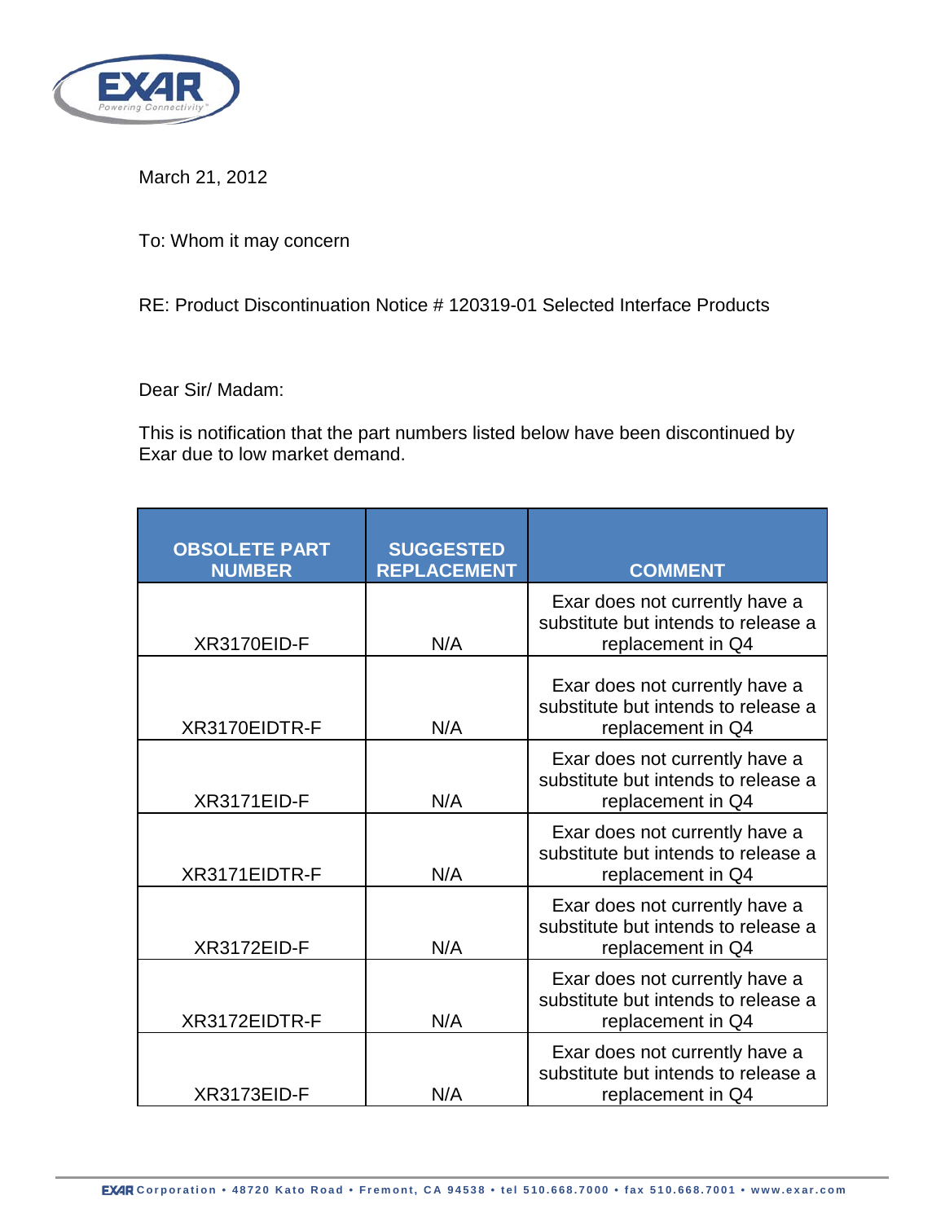March 21, 2012

To: Whom it may concern

RE: Product Discontinuation Notice # 120319-01 Selected Interface Products

Dear Sir/ Madam:

This is notification that the part numbers listed below have been discontinued by Exar due to low market demand.

| OBSOLETE PART NUMBER | SUGGESTED REPLACEMENT | COMMENT |
|---|---|---|
| XR3170EID-F | N/A | Exar does not currently have a substitute but intends to release a replacement in Q4 |
| XR3170EIDTR-F | N/A | Exar does not currently have a substitute but intends to release a replacement in Q4 |
| XR3171EID-F | N/A | Exar does not currently have a substitute but intends to release a replacement in Q4 |
| XR3171EIDTR-F | N/A | Exar does not currently have a substitute but intends to release a replacement in Q4 |
| XR3172EID-F | N/A | Exar does not currently have a substitute but intends to release a replacement in Q4 |
| XR3172EIDTR-F | N/A | Exar does not currently have a substitute but intends to release a replacement in Q4 |
| XR3173EID-F | N/A | Exar does not currently have a substitute but intends to release a replacement in Q4 |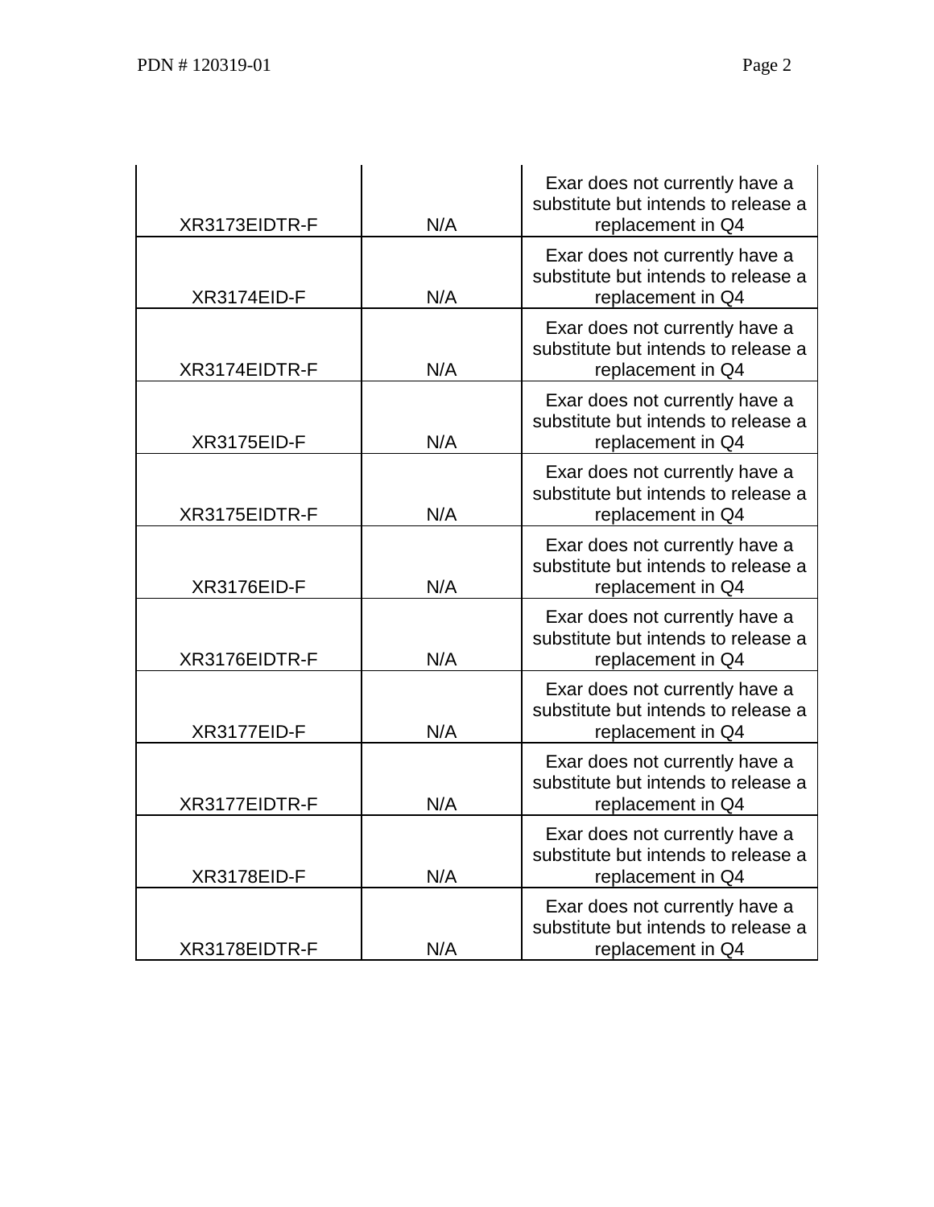| | | |
|---|---|---|
| XR3173EIDTR-F | N/A | Exar does not currently have a substitute but intends to release a replacement in Q4 |
| XR3174EID-F | N/A | Exar does not currently have a substitute but intends to release a replacement in Q4 |
| XR3174EIDTR-F | N/A | Exar does not currently have a substitute but intends to release a replacement in Q4 |
| XR3175EID-F | N/A | Exar does not currently have a substitute but intends to release a replacement in Q4 |
| XR3175EIDTR-F | N/A | Exar does not currently have a substitute but intends to release a replacement in Q4 |
| XR3176EID-F | N/A | Exar does not currently have a substitute but intends to release a replacement in Q4 |
| XR3176EIDTR-F | N/A | Exar does not currently have a substitute but intends to release a replacement in Q4 |
| XR3177EID-F | N/A | Exar does not currently have a substitute but intends to release a replacement in Q4 |
| XR3177EIDTR-F | N/A | Exar does not currently have a substitute but intends to release a replacement in Q4 |
| XR3178EID-F | N/A | Exar does not currently have a substitute but intends to release a replacement in Q4 |
| XR3178EIDTR-F | N/A | Exar does not currently have a substitute but intends to release a replacement in Q4 |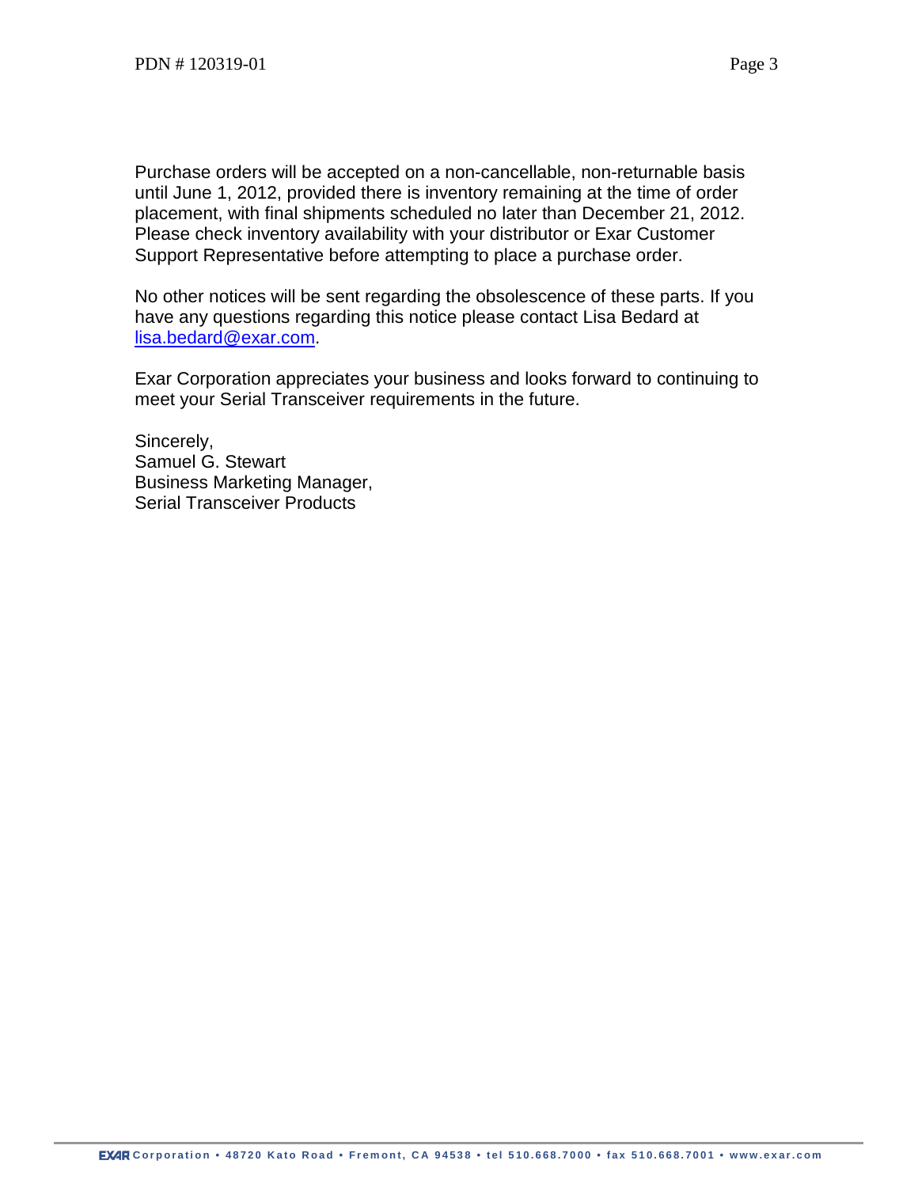Purchase orders will be accepted on a non-cancellable, non-returnable basis until June 1, 2012, provided there is inventory remaining at the time of order placement, with final shipments scheduled no later than December 21, 2012. Please check inventory availability with your distributor or Exar Customer Support Representative before attempting to place a purchase order.

No other notices will be sent regarding the obsolescence of these parts. If you have any questions regarding this notice please contact Lisa Bedard at lisa.bedard@exar.com.

Exar Corporation appreciates your business and looks forward to continuing to meet your Serial Transceiver requirements in the future.

Sincerely,
Samuel G. Stewart
Business Marketing Manager,
Serial Transceiver Products